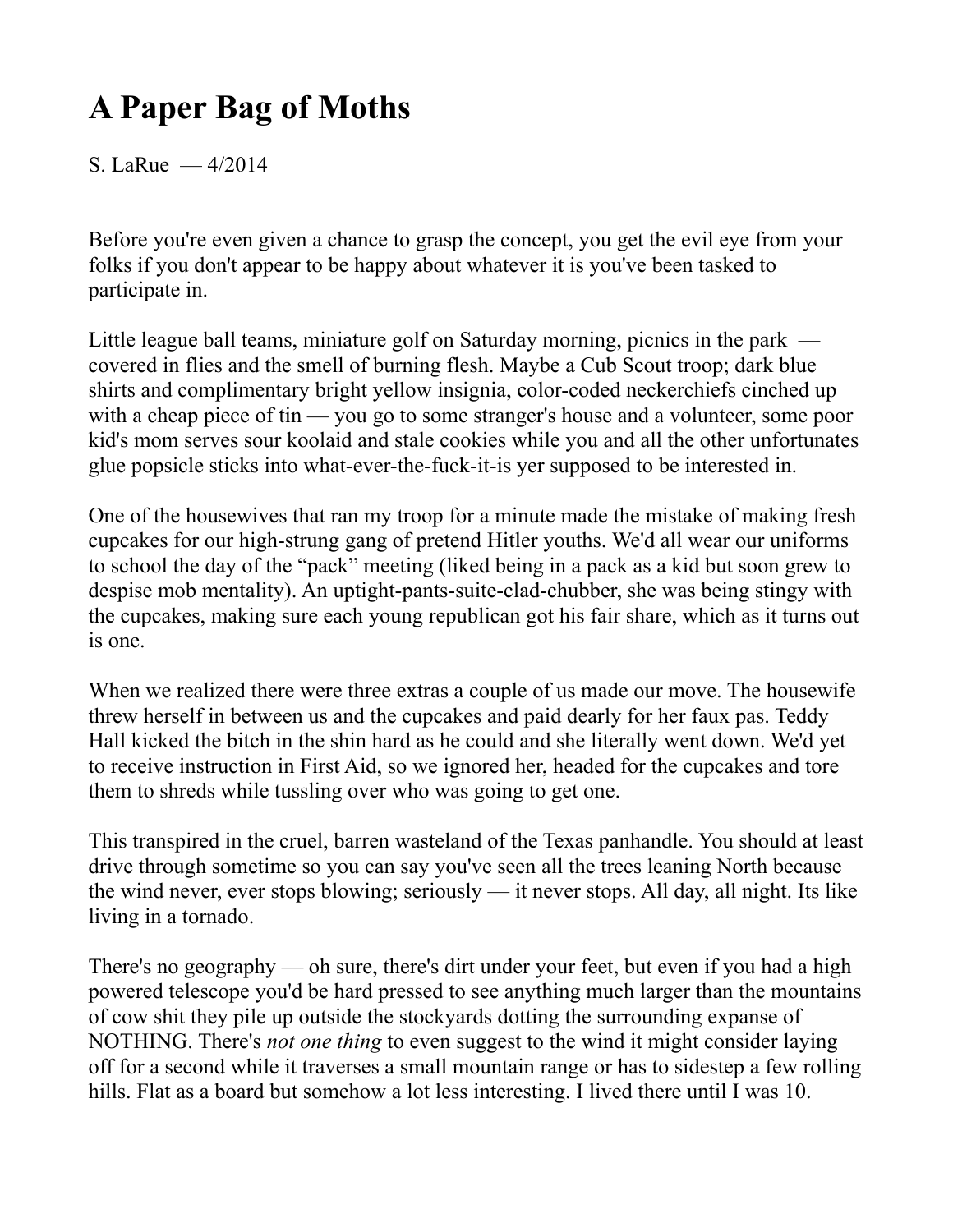# A Paper Bag of Moths

S. LaRue — 4/2014

Before you're even given a chance to grasp the concept, you get the evil eye from your folks if you don't appear to be happy about whatever it is you've been tasked to participate in.

Little league ball teams, miniature golf on Saturday morning, picnics in the park — covered in flies and the smell of burning flesh. Maybe a Cub Scout troop; dark blue shirts and complimentary bright yellow insignia, color-coded neckerchiefs cinched up with a cheap piece of tin — you go to some stranger's house and a volunteer, some poor kid's mom serves sour koolaid and stale cookies while you and all the other unfortunates glue popsicle sticks into what-ever-the-fuck-it-is yer supposed to be interested in.

One of the housewives that ran my troop for a minute made the mistake of making fresh cupcakes for our high-strung gang of pretend Hitler youths. We'd all wear our uniforms to school the day of the "pack" meeting (liked being in a pack as a kid but soon grew to despise mob mentality). An uptight-pants-suite-clad-chubber, she was being stingy with the cupcakes, making sure each young republican got his fair share, which as it turns out is one.

When we realized there were three extras a couple of us made our move. The housewife threw herself in between us and the cupcakes and paid dearly for her faux pas. Teddy Hall kicked the bitch in the shin hard as he could and she literally went down. We'd yet to receive instruction in First Aid, so we ignored her, headed for the cupcakes and tore them to shreds while tussling over who was going to get one.

This transpired in the cruel, barren wasteland of the Texas panhandle. You should at least drive through sometime so you can say you've seen all the trees leaning North because the wind never, ever stops blowing; seriously — it never stops. All day, all night. Its like living in a tornado.

There's no geography — oh sure, there's dirt under your feet, but even if you had a high powered telescope you'd be hard pressed to see anything much larger than the mountains of cow shit they pile up outside the stockyards dotting the surrounding expanse of NOTHING. There's *not one thing* to even suggest to the wind it might consider laying off for a second while it traverses a small mountain range or has to sidestep a few rolling hills. Flat as a board but somehow a lot less interesting. I lived there until I was 10.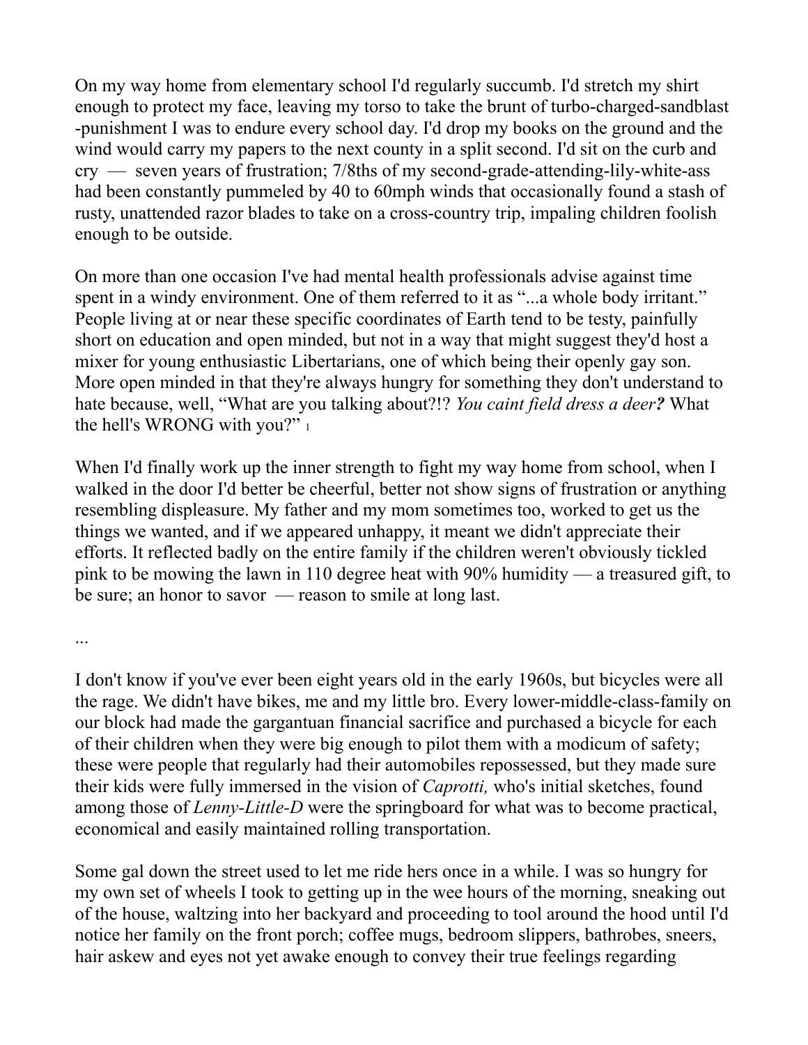On my way home from elementary school I'd regularly succumb. I'd stretch my shirt enough to protect my face, leaving my torso to take the brunt of turbo-charged-sandblast -punishment I was to endure every school day. I'd drop my books on the ground and the wind would carry my papers to the next county in a split second. I'd sit on the curb and cry — seven years of frustration; 7/8ths of my second-grade-attending-lily-white-ass had been constantly pummeled by 40 to 60mph winds that occasionally found a stash of rusty, unattended razor blades to take on a cross-country trip, impaling children foolish enough to be outside.

On more than one occasion I've had mental health professionals advise against time spent in a windy environment. One of them referred to it as "...a whole body irritant." People living at or near these specific coordinates of Earth tend to be testy, painfully short on education and open minded, but not in a way that might suggest they'd host a mixer for young enthusiastic Libertarians, one of which being their openly gay son. More open minded in that they're always hungry for something they don't understand to hate because, well, "What are you talking about?!? *You caint field dress a deer**?*** What the hell's WRONG with you?" [1]

When I'd finally work up the inner strength to fight my way home from school, when I walked in the door I'd better be cheerful, better not show signs of frustration or anything resembling displeasure. My father and my mom sometimes too, worked to get us the things we wanted, and if we appeared unhappy, it meant we didn't appreciate their efforts. It reflected badly on the entire family if the children weren't obviously tickled pink to be mowing the lawn in 110 degree heat with 90% humidity — a treasured gift, to be sure; an honor to savor — reason to smile at long last.

...

I don't know if you've ever been eight years old in the early 1960s, but bicycles were all the rage. We didn't have bikes, me and my little bro. Every lower-middle-class-family on our block had made the gargantuan financial sacrifice and purchased a bicycle for each of their children when they were big enough to pilot them with a modicum of safety; these were people that regularly had their automobiles repossessed, but they made sure their kids were fully immersed in the vision of *Caprotti,* who's initial sketches, found among those of *Lenny-Little-D* were the springboard for what was to become practical, economical and easily maintained rolling transportation.

Some gal down the street used to let me ride hers once in a while. I was so hungry for my own set of wheels I took to getting up in the wee hours of the morning, sneaking out of the house, waltzing into her backyard and proceeding to tool around the hood until I'd notice her family on the front porch; coffee mugs, bedroom slippers, bathrobes, sneers, hair askew and eyes not yet awake enough to convey their true feelings regarding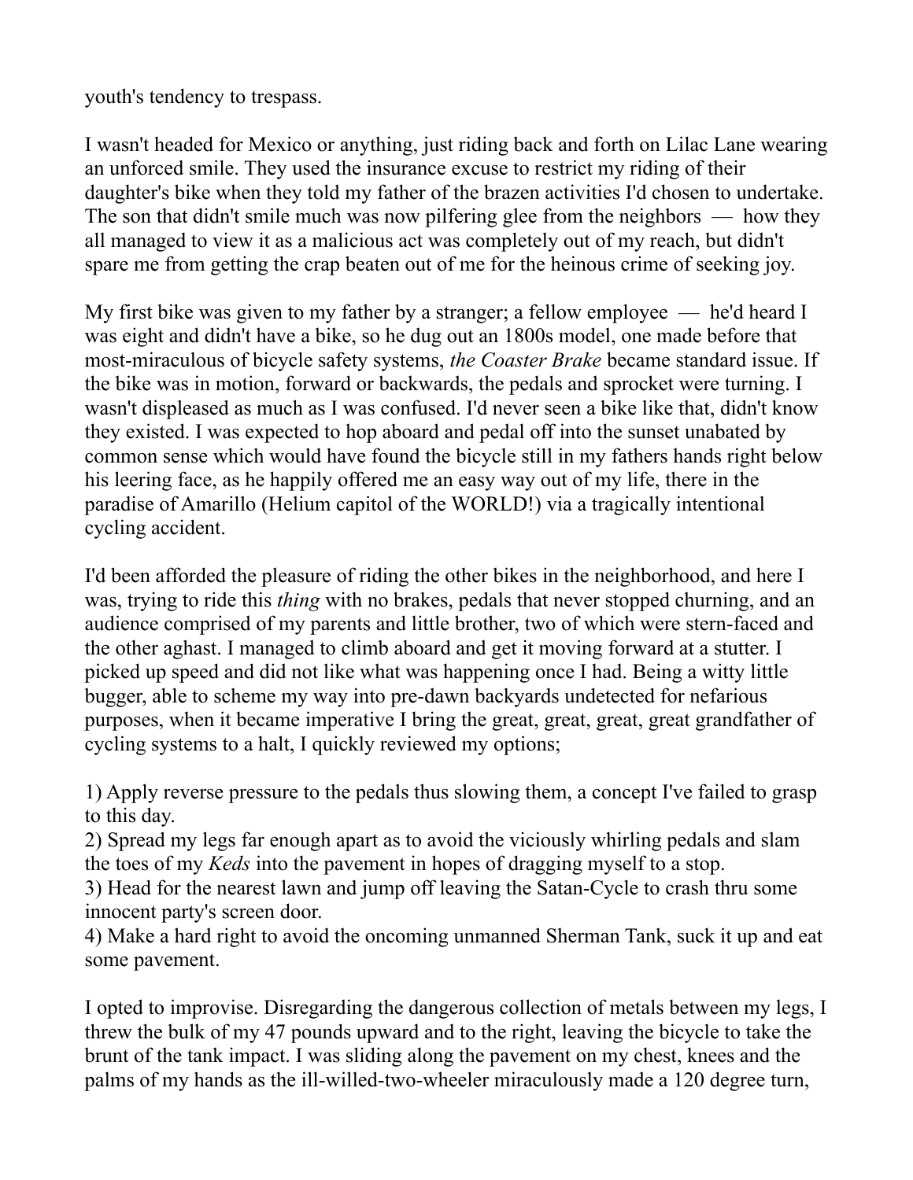youth's tendency to trespass.

I wasn't headed for Mexico or anything, just riding back and forth on Lilac Lane wearing an unforced smile. They used the insurance excuse to restrict my riding of their daughter's bike when they told my father of the brazen activities I'd chosen to undertake. The son that didn't smile much was now pilfering glee from the neighbors — how they all managed to view it as a malicious act was completely out of my reach, but didn't spare me from getting the crap beaten out of me for the heinous crime of seeking joy.

My first bike was given to my father by a stranger; a fellow employee — he'd heard I was eight and didn't have a bike, so he dug out an 1800s model, one made before that most-miraculous of bicycle safety systems, *the Coaster Brake* became standard issue. If the bike was in motion, forward or backwards, the pedals and sprocket were turning. I wasn't displeased as much as I was confused. I'd never seen a bike like that, didn't know they existed. I was expected to hop aboard and pedal off into the sunset unabated by common sense which would have found the bicycle still in my fathers hands right below his leering face, as he happily offered me an easy way out of my life, there in the paradise of Amarillo (Helium capitol of the WORLD!) via a tragically intentional cycling accident.

I'd been afforded the pleasure of riding the other bikes in the neighborhood, and here I was, trying to ride this *thing* with no brakes, pedals that never stopped churning, and an audience comprised of my parents and little brother, two of which were stern-faced and the other aghast. I managed to climb aboard and get it moving forward at a stutter. I picked up speed and did not like what was happening once I had. Being a witty little bugger, able to scheme my way into pre-dawn backyards undetected for nefarious purposes, when it became imperative I bring the great, great, great, great grandfather of cycling systems to a halt, I quickly reviewed my options;

1) Apply reverse pressure to the pedals thus slowing them, a concept I've failed to grasp to this day.
2) Spread my legs far enough apart as to avoid the viciously whirling pedals and slam the toes of my *Keds* into the pavement in hopes of dragging myself to a stop.
3) Head for the nearest lawn and jump off leaving the Satan-Cycle to crash thru some innocent party's screen door.
4) Make a hard right to avoid the oncoming unmanned Sherman Tank, suck it up and eat some pavement.

I opted to improvise. Disregarding the dangerous collection of metals between my legs, I threw the bulk of my 47 pounds upward and to the right, leaving the bicycle to take the brunt of the tank impact. I was sliding along the pavement on my chest, knees and the palms of my hands as the ill-willed-two-wheeler miraculously made a 120 degree turn,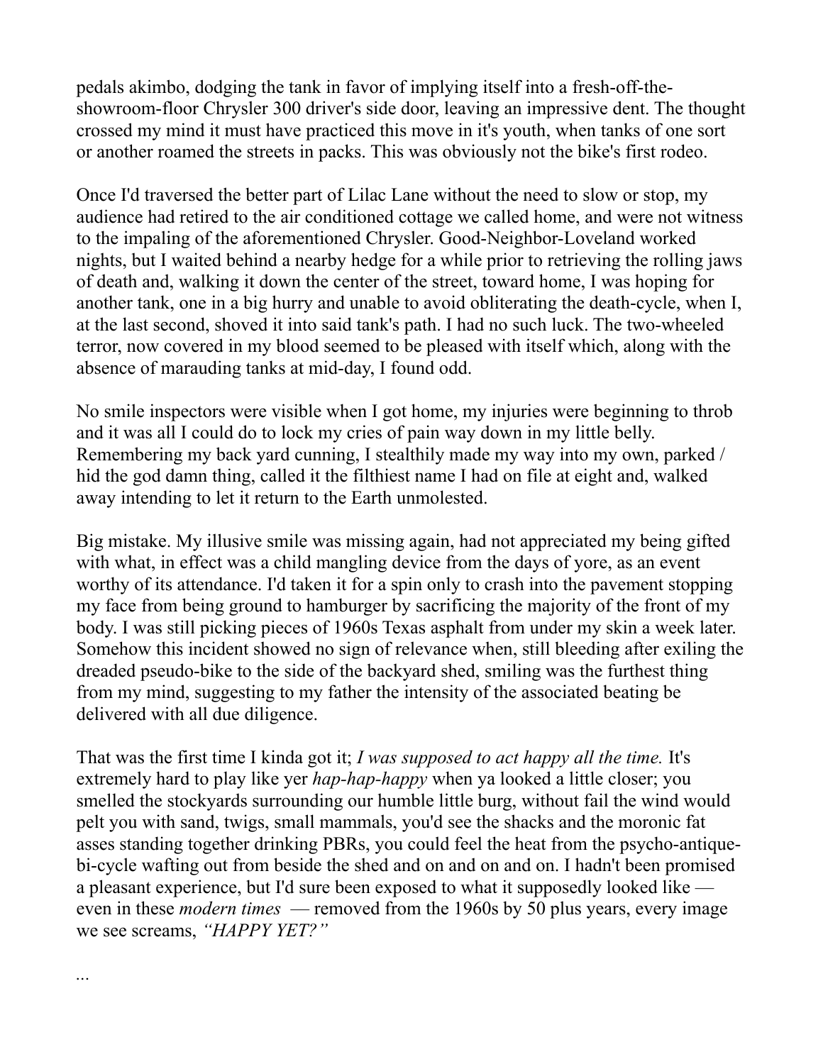pedals akimbo, dodging the tank in favor of implying itself into a fresh-off-the-showroom-floor Chrysler 300 driver's side door, leaving an impressive dent. The thought crossed my mind it must have practiced this move in it's youth, when tanks of one sort or another roamed the streets in packs. This was obviously not the bike's first rodeo.

Once I'd traversed the better part of Lilac Lane without the need to slow or stop, my audience had retired to the air conditioned cottage we called home, and were not witness to the impaling of the aforementioned Chrysler. Good-Neighbor-Loveland worked nights, but I waited behind a nearby hedge for a while prior to retrieving the rolling jaws of death and, walking it down the center of the street, toward home, I was hoping for another tank, one in a big hurry and unable to avoid obliterating the death-cycle, when I, at the last second, shoved it into said tank's path. I had no such luck. The two-wheeled terror, now covered in my blood seemed to be pleased with itself which, along with the absence of marauding tanks at mid-day, I found odd.

No smile inspectors were visible when I got home, my injuries were beginning to throb and it was all I could do to lock my cries of pain way down in my little belly. Remembering my back yard cunning, I stealthily made my way into my own, parked / hid the god damn thing, called it the filthiest name I had on file at eight and, walked away intending to let it return to the Earth unmolested.

Big mistake. My illusive smile was missing again, had not appreciated my being gifted with what, in effect was a child mangling device from the days of yore, as an event worthy of its attendance. I'd taken it for a spin only to crash into the pavement stopping my face from being ground to hamburger by sacrificing the majority of the front of my body. I was still picking pieces of 1960s Texas asphalt from under my skin a week later. Somehow this incident showed no sign of relevance when, still bleeding after exiling the dreaded pseudo-bike to the side of the backyard shed, smiling was the furthest thing from my mind, suggesting to my father the intensity of the associated beating be delivered with all due diligence.

That was the first time I kinda got it; *I was supposed to act happy all the time.* It's extremely hard to play like yer *hap-hap-happy* when ya looked a little closer; you smelled the stockyards surrounding our humble little burg, without fail the wind would pelt you with sand, twigs, small mammals, you'd see the shacks and the moronic fat asses standing together drinking PBRs, you could feel the heat from the psycho-antique-bi-cycle wafting out from beside the shed and on and on and on. I hadn't been promised a pleasant experience, but I'd sure been exposed to what it supposedly looked like — even in these *modern times* — removed from the 1960s by 50 plus years, every image we see screams, *"HAPPY YET?"*

...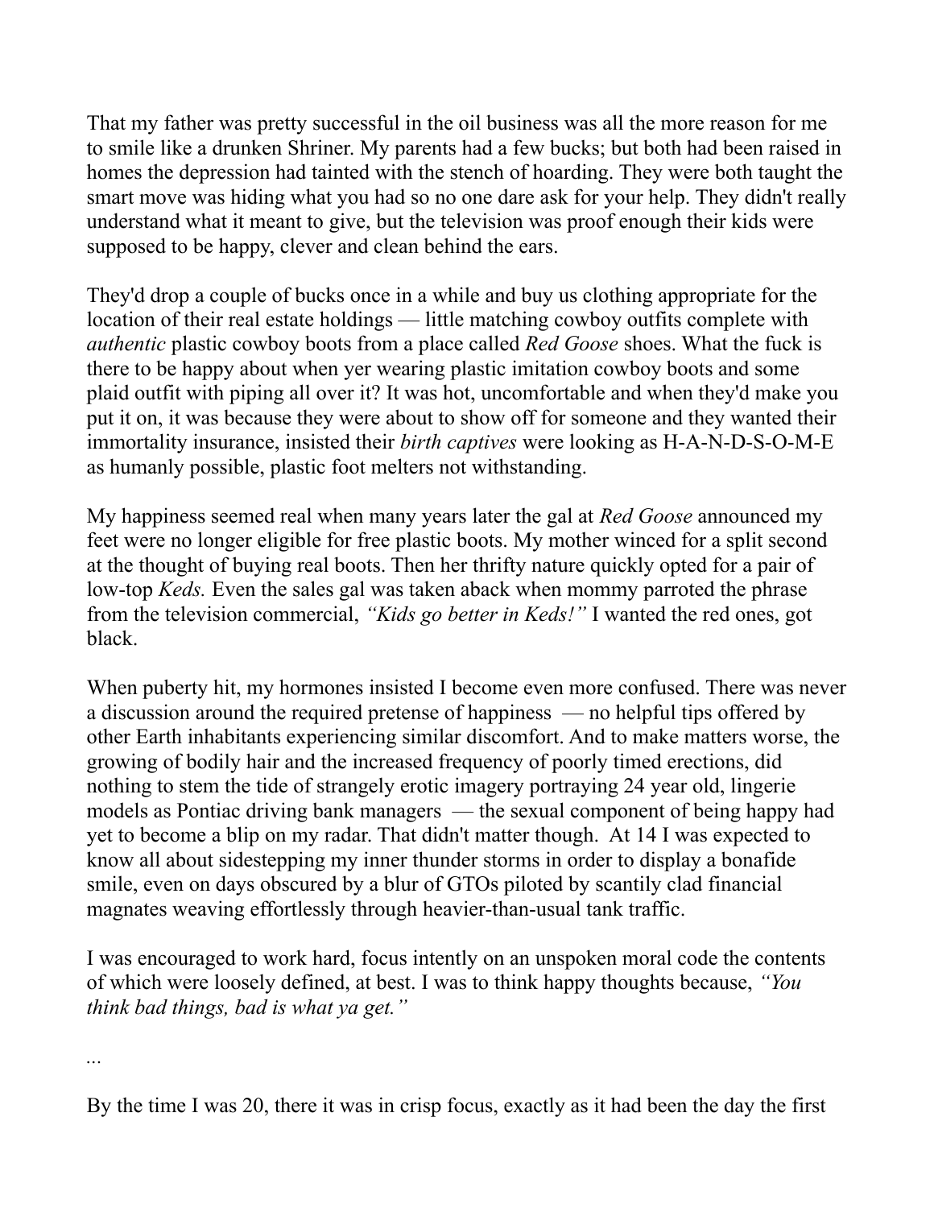That my father was pretty successful in the oil business was all the more reason for me to smile like a drunken Shriner. My parents had a few bucks; but both had been raised in homes the depression had tainted with the stench of hoarding. They were both taught the smart move was hiding what you had so no one dare ask for your help. They didn't really understand what it meant to give, but the television was proof enough their kids were supposed to be happy, clever and clean behind the ears.

They'd drop a couple of bucks once in a while and buy us clothing appropriate for the location of their real estate holdings — little matching cowboy outfits complete with *authentic* plastic cowboy boots from a place called *Red Goose* shoes. What the fuck is there to be happy about when yer wearing plastic imitation cowboy boots and some plaid outfit with piping all over it? It was hot, uncomfortable and when they'd make you put it on, it was because they were about to show off for someone and they wanted their immortality insurance, insisted their *birth captives* were looking as H-A-N-D-S-O-M-E as humanly possible, plastic foot melters not withstanding.

My happiness seemed real when many years later the gal at *Red Goose* announced my feet were no longer eligible for free plastic boots. My mother winced for a split second at the thought of buying real boots. Then her thrifty nature quickly opted for a pair of low-top *Keds.* Even the sales gal was taken aback when mommy parroted the phrase from the television commercial, *"Kids go better in Keds!"* I wanted the red ones, got black.

When puberty hit, my hormones insisted I become even more confused. There was never a discussion around the required pretense of happiness — no helpful tips offered by other Earth inhabitants experiencing similar discomfort. And to make matters worse, the growing of bodily hair and the increased frequency of poorly timed erections, did nothing to stem the tide of strangely erotic imagery portraying 24 year old, lingerie models as Pontiac driving bank managers — the sexual component of being happy had yet to become a blip on my radar. That didn't matter though. At 14 I was expected to know all about sidestepping my inner thunder storms in order to display a bonafide smile, even on days obscured by a blur of GTOs piloted by scantily clad financial magnates weaving effortlessly through heavier-than-usual tank traffic.

I was encouraged to work hard, focus intently on an unspoken moral code the contents of which were loosely defined, at best. I was to think happy thoughts because, *"You think bad things, bad is what ya get."*

...

By the time I was 20, there it was in crisp focus, exactly as it had been the day the first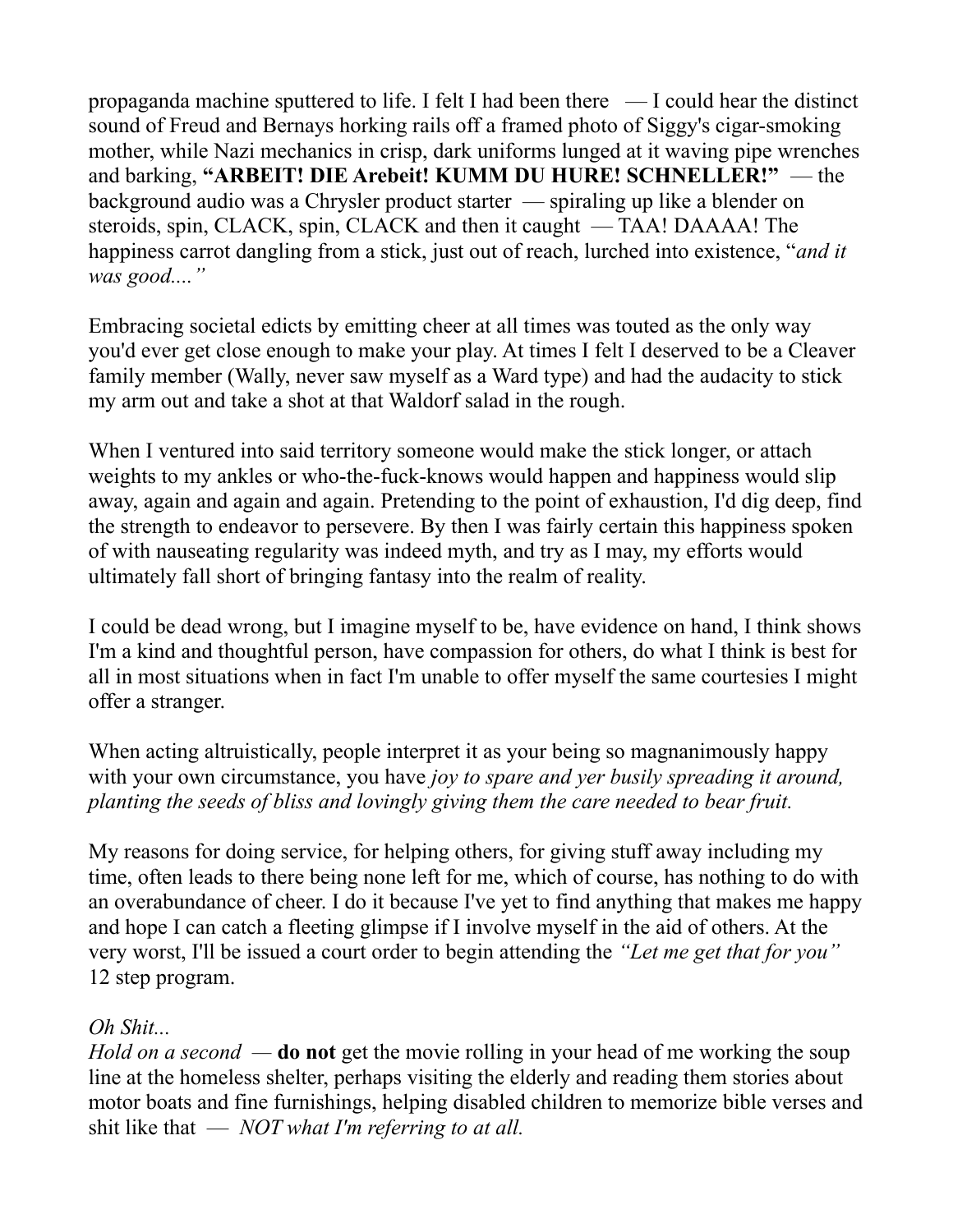propaganda machine sputtered to life. I felt I had been there — I could hear the distinct sound of Freud and Bernays horking rails off a framed photo of Siggy's cigar-smoking mother, while Nazi mechanics in crisp, dark uniforms lunged at it waving pipe wrenches and barking, **"ARBEIT! DIE Arebeit! KUMM DU HURE! SCHNELLER!"** — the background audio was a Chrysler product starter — spiraling up like a blender on steroids, spin, CLACK, spin, CLACK and then it caught — TAA! DAAAA! The happiness carrot dangling from a stick, just out of reach, lurched into existence, "*and it was good...."*

Embracing societal edicts by emitting cheer at all times was touted as the only way you'd ever get close enough to make your play. At times I felt I deserved to be a Cleaver family member (Wally, never saw myself as a Ward type) and had the audacity to stick my arm out and take a shot at that Waldorf salad in the rough.

When I ventured into said territory someone would make the stick longer, or attach weights to my ankles or who-the-fuck-knows would happen and happiness would slip away, again and again and again. Pretending to the point of exhaustion, I'd dig deep, find the strength to endeavor to persevere. By then I was fairly certain this happiness spoken of with nauseating regularity was indeed myth, and try as I may, my efforts would ultimately fall short of bringing fantasy into the realm of reality.

I could be dead wrong, but I imagine myself to be, have evidence on hand, I think shows I'm a kind and thoughtful person, have compassion for others, do what I think is best for all in most situations when in fact I'm unable to offer myself the same courtesies I might offer a stranger.

When acting altruistically, people interpret it as your being so magnanimously happy with your own circumstance, you have *joy to spare and yer busily spreading it around, planting the seeds of bliss and lovingly giving them the care needed to bear fruit.*

My reasons for doing service, for helping others, for giving stuff away including my time, often leads to there being none left for me, which of course, has nothing to do with an overabundance of cheer. I do it because I've yet to find anything that makes me happy and hope I can catch a fleeting glimpse if I involve myself in the aid of others. At the very worst, I'll be issued a court order to begin attending the *"Let me get that for you"* 12 step program.

*Oh Shit...*
*Hold on a second* — **do not** get the movie rolling in your head of me working the soup line at the homeless shelter, perhaps visiting the elderly and reading them stories about motor boats and fine furnishings, helping disabled children to memorize bible verses and shit like that — *NOT what I'm referring to at all.*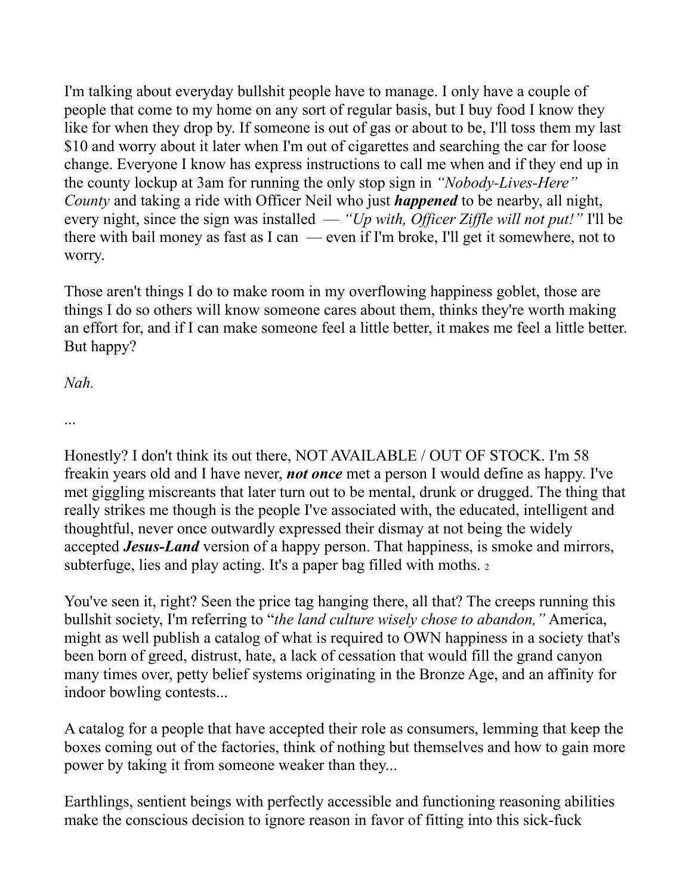I'm talking about everyday bullshit people have to manage. I only have a couple of people that come to my home on any sort of regular basis, but I buy food I know they like for when they drop by. If someone is out of gas or about to be, I'll toss them my last $10 and worry about it later when I'm out of cigarettes and searching the car for loose change. Everyone I know has express instructions to call me when and if they end up in the county lockup at 3am for running the only stop sign in *"Nobody-Lives-Here" County* and taking a ride with Officer Neil who just ***happened*** to be nearby, all night, every night, since the sign was installed — *"Up with, Officer Ziffle will not put!"* I'll be there with bail money as fast as I can — even if I'm broke, I'll get it somewhere, not to worry.

Those aren't things I do to make room in my overflowing happiness goblet, those are things I do so others will know someone cares about them, thinks they're worth making an effort for, and if I can make someone feel a little better, it makes me feel a little better. But happy?

*Nah.*

...

Honestly? I don't think its out there, NOT AVAILABLE / OUT OF STOCK. I'm 58 freakin years old and I have never, ***not once*** met a person I would define as happy. I've met giggling miscreants that later turn out to be mental, drunk or drugged. The thing that really strikes me though is the people I've associated with, the educated, intelligent and thoughtful, never once outwardly expressed their dismay at not being the widely accepted ***Jesus-Land*** version of a happy person. That happiness, is smoke and mirrors, subterfuge, lies and play acting. It's a paper bag filled with moths. [2]

You've seen it, right? Seen the price tag hanging there, all that? The creeps running this bullshit society, I'm referring to "*the land culture wisely chose to abandon,"* America, might as well publish a catalog of what is required to OWN happiness in a society that's been born of greed, distrust, hate, a lack of cessation that would fill the grand canyon many times over, petty belief systems originating in the Bronze Age, and an affinity for indoor bowling contests...

A catalog for a people that have accepted their role as consumers, lemming that keep the boxes coming out of the factories, think of nothing but themselves and how to gain more power by taking it from someone weaker than they...

Earthlings, sentient beings with perfectly accessible and functioning reasoning abilities make the conscious decision to ignore reason in favor of fitting into this sick-fuck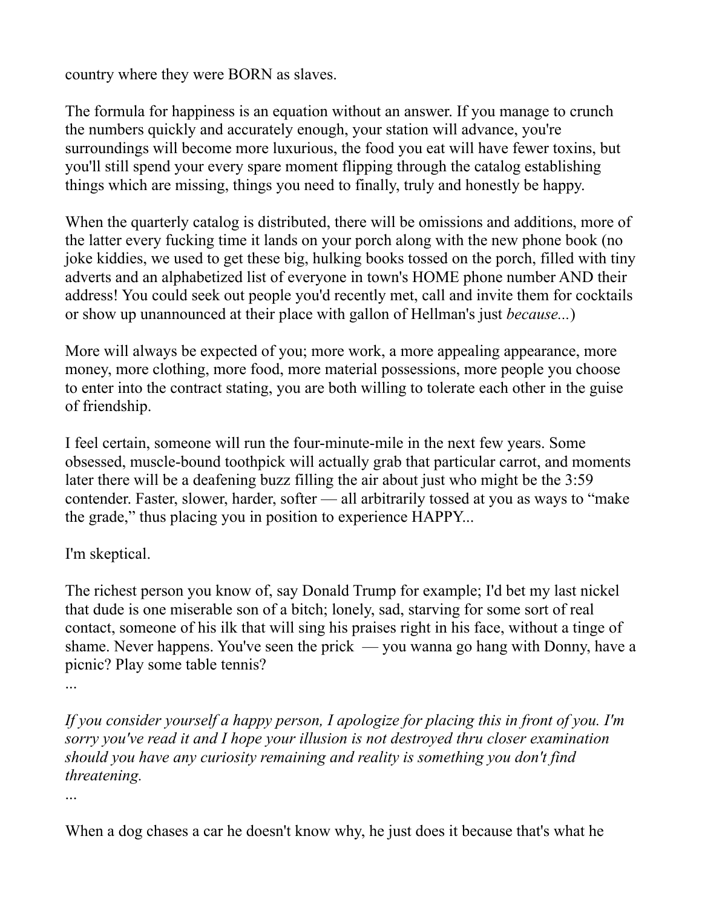country where they were BORN as slaves.

The formula for happiness is an equation without an answer. If you manage to crunch the numbers quickly and accurately enough, your station will advance, you're surroundings will become more luxurious, the food you eat will have fewer toxins, but you'll still spend your every spare moment flipping through the catalog establishing things which are missing, things you need to finally, truly and honestly be happy.

When the quarterly catalog is distributed, there will be omissions and additions, more of the latter every fucking time it lands on your porch along with the new phone book (no joke kiddies, we used to get these big, hulking books tossed on the porch, filled with tiny adverts and an alphabetized list of everyone in town's HOME phone number AND their address! You could seek out people you'd recently met, call and invite them for cocktails or show up unannounced at their place with gallon of Hellman's just *because...*)

More will always be expected of you; more work, a more appealing appearance, more money, more clothing, more food, more material possessions, more people you choose to enter into the contract stating, you are both willing to tolerate each other in the guise of friendship.

I feel certain, someone will run the four-minute-mile in the next few years. Some obsessed, muscle-bound toothpick will actually grab that particular carrot, and moments later there will be a deafening buzz filling the air about just who might be the 3:59 contender. Faster, slower, harder, softer — all arbitrarily tossed at you as ways to "make the grade," thus placing you in position to experience HAPPY...

I'm skeptical.

The richest person you know of, say Donald Trump for example; I'd bet my last nickel that dude is one miserable son of a bitch; lonely, sad, starving for some sort of real contact, someone of his ilk that will sing his praises right in his face, without a tinge of shame. Never happens. You've seen the prick — you wanna go hang with Donny, have a picnic? Play some table tennis?

...

*If you consider yourself a happy person, I apologize for placing this in front of you. I'm sorry you've read it and I hope your illusion is not destroyed thru closer examination should you have any curiosity remaining and reality is something you don't find threatening.*

...

When a dog chases a car he doesn't know why, he just does it because that's what he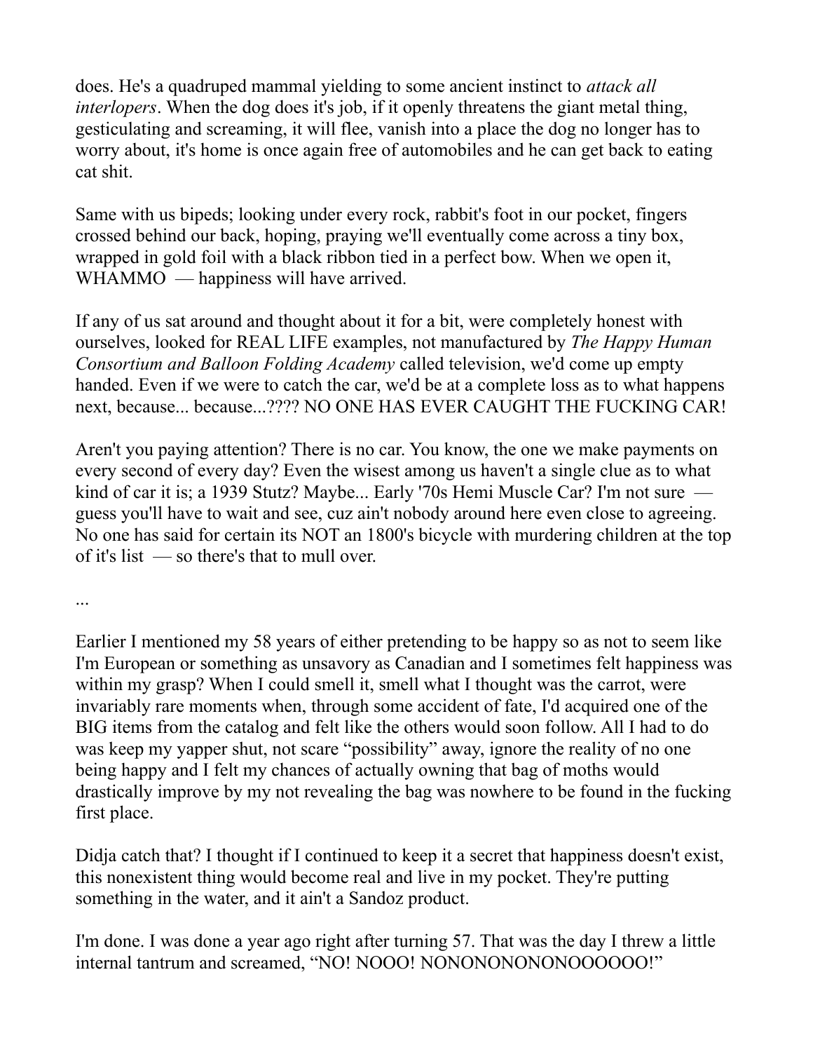does. He's a quadruped mammal yielding to some ancient instinct to *attack all interlopers*. When the dog does it's job, if it openly threatens the giant metal thing, gesticulating and screaming, it will flee, vanish into a place the dog no longer has to worry about, it's home is once again free of automobiles and he can get back to eating cat shit.

Same with us bipeds; looking under every rock, rabbit's foot in our pocket, fingers crossed behind our back, hoping, praying we'll eventually come across a tiny box, wrapped in gold foil with a black ribbon tied in a perfect bow. When we open it, WHAMMO — happiness will have arrived.

If any of us sat around and thought about it for a bit, were completely honest with ourselves, looked for REAL LIFE examples, not manufactured by *The Happy Human Consortium and Balloon Folding Academy* called television, we'd come up empty handed. Even if we were to catch the car, we'd be at a complete loss as to what happens next, because... because...???? NO ONE HAS EVER CAUGHT THE FUCKING CAR!

Aren't you paying attention? There is no car. You know, the one we make payments on every second of every day? Even the wisest among us haven't a single clue as to what kind of car it is; a 1939 Stutz? Maybe... Early '70s Hemi Muscle Car? I'm not sure — guess you'll have to wait and see, cuz ain't nobody around here even close to agreeing. No one has said for certain its NOT an 1800's bicycle with murdering children at the top of it's list — so there's that to mull over.

...

Earlier I mentioned my 58 years of either pretending to be happy so as not to seem like I'm European or something as unsavory as Canadian and I sometimes felt happiness was within my grasp? When I could smell it, smell what I thought was the carrot, were invariably rare moments when, through some accident of fate, I'd acquired one of the BIG items from the catalog and felt like the others would soon follow. All I had to do was keep my yapper shut, not scare "possibility" away, ignore the reality of no one being happy and I felt my chances of actually owning that bag of moths would drastically improve by my not revealing the bag was nowhere to be found in the fucking first place.

Didja catch that? I thought if I continued to keep it a secret that happiness doesn't exist, this nonexistent thing would become real and live in my pocket. They're putting something in the water, and it ain't a Sandoz product.

I'm done. I was done a year ago right after turning 57. That was the day I threw a little internal tantrum and screamed, "NO! NOOO! NONONONONONOOOOOO!"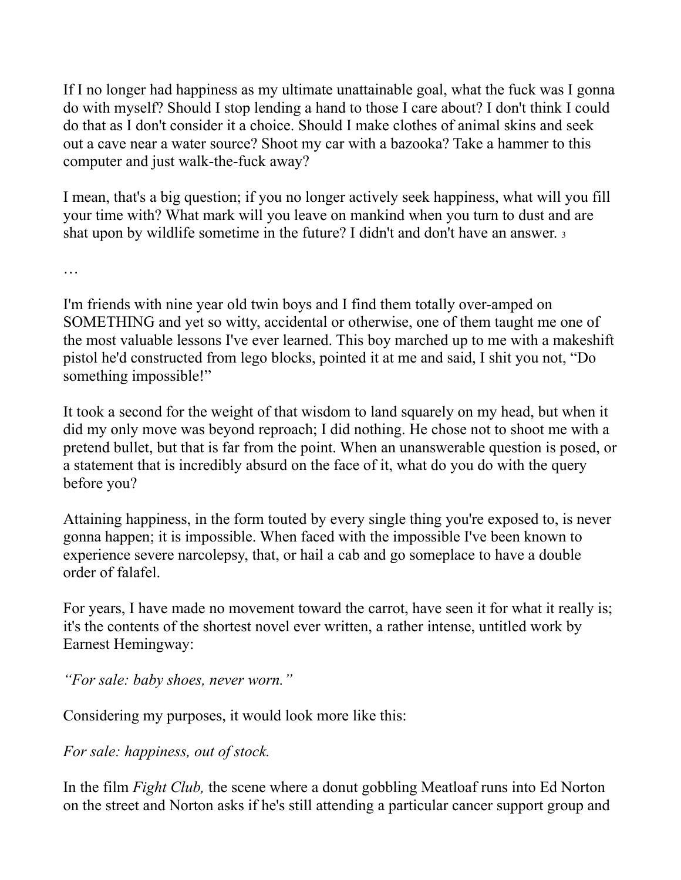If I no longer had happiness as my ultimate unattainable goal, what the fuck was I gonna do with myself? Should I stop lending a hand to those I care about? I don't think I could do that as I don't consider it a choice. Should I make clothes of animal skins and seek out a cave near a water source? Shoot my car with a bazooka? Take a hammer to this computer and just walk-the-fuck away?

I mean, that's a big question; if you no longer actively seek happiness, what will you fill your time with? What mark will you leave on mankind when you turn to dust and are shat upon by wildlife sometime in the future? I didn't and don't have an answer. [3]

…

I'm friends with nine year old twin boys and I find them totally over-amped on SOMETHING and yet so witty, accidental or otherwise, one of them taught me one of the most valuable lessons I've ever learned. This boy marched up to me with a makeshift pistol he'd constructed from lego blocks, pointed it at me and said, I shit you not, "Do something impossible!"

It took a second for the weight of that wisdom to land squarely on my head, but when it did my only move was beyond reproach; I did nothing. He chose not to shoot me with a pretend bullet, but that is far from the point. When an unanswerable question is posed, or a statement that is incredibly absurd on the face of it, what do you do with the query before you?

Attaining happiness, in the form touted by every single thing you're exposed to, is never gonna happen; it is impossible. When faced with the impossible I've been known to experience severe narcolepsy, that, or hail a cab and go someplace to have a double order of falafel.

For years, I have made no movement toward the carrot, have seen it for what it really is; it's the contents of the shortest novel ever written, a rather intense, untitled work by Earnest Hemingway:

*"For sale: baby shoes, never worn."*

Considering my purposes, it would look more like this:

*For sale: happiness, out of stock.*

In the film *Fight Club,* the scene where a donut gobbling Meatloaf runs into Ed Norton on the street and Norton asks if he's still attending a particular cancer support group and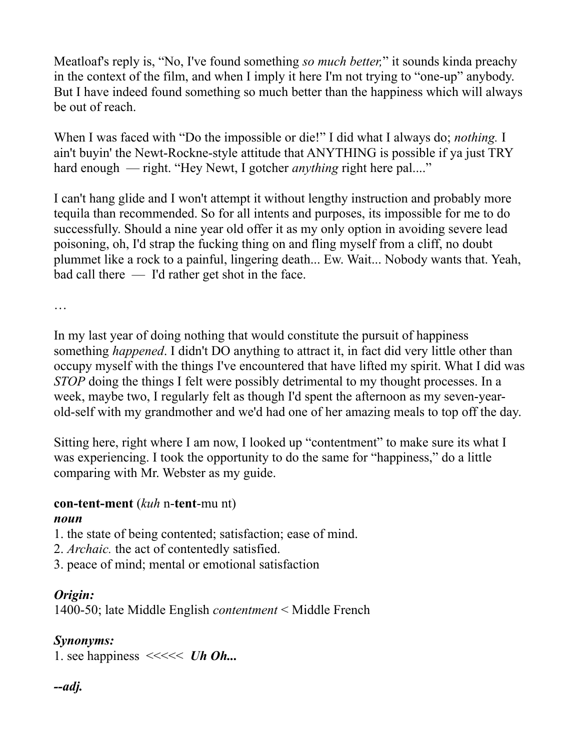Meatloaf's reply is, “No, I've found something *so much better,*” it sounds kinda preachy in the context of the film, and when I imply it here I'm not trying to “one-up” anybody. But I have indeed found something so much better than the happiness which will always be out of reach.

When I was faced with “Do the impossible or die!” I did what I always do; *nothing.* I ain't buyin' the Newt-Rockne-style attitude that ANYTHING is possible if ya just TRY hard enough — right. “Hey Newt, I gotcher *anything* right here pal....”

I can't hang glide and I won't attempt it without lengthy instruction and probably more tequila than recommended. So for all intents and purposes, its impossible for me to do successfully. Should a nine year old offer it as my only option in avoiding severe lead poisoning, oh, I'd strap the fucking thing on and fling myself from a cliff, no doubt plummet like a rock to a painful, lingering death... Ew. Wait... Nobody wants that. Yeah, bad call there — I'd rather get shot in the face.

…

In my last year of doing nothing that would constitute the pursuit of happiness something *happened*. I didn't DO anything to attract it, in fact did very little other than occupy myself with the things I've encountered that have lifted my spirit. What I did was *STOP* doing the things I felt were possibly detrimental to my thought processes. In a week, maybe two, I regularly felt as though I'd spent the afternoon as my seven-year-old-self with my grandmother and we'd had one of her amazing meals to top off the day.

Sitting here, right where I am now, I looked up “contentment” to make sure its what I was experiencing. I took the opportunity to do the same for “happiness,” do a little comparing with Mr. Webster as my guide.

**con-tent-ment** (*kuh* n-**tent**-mu nt)
***noun***
1. the state of being contented; satisfaction; ease of mind.
2. *Archaic.* the act of contentedly satisfied.
3. peace of mind; mental or emotional satisfaction

***Origin:***
1400-50; late Middle English *contentment* < Middle French

***Synonyms:***
1. see happiness <<<<< ***Uh Oh...***

***--adj.***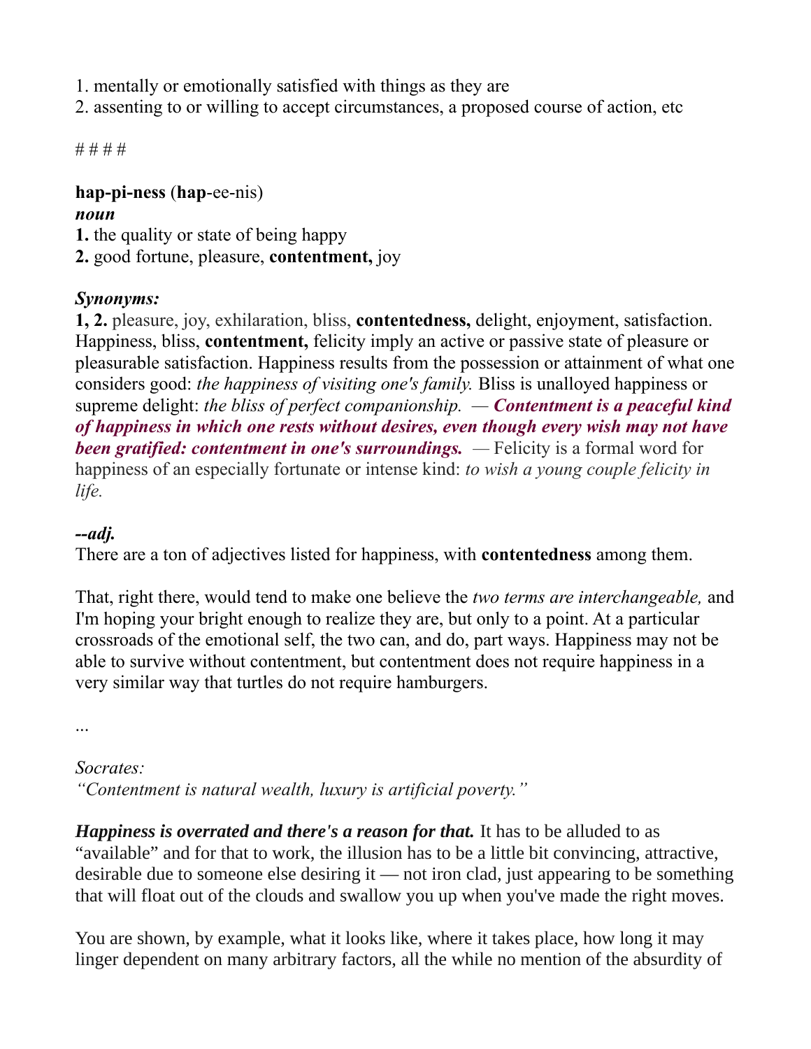1. mentally or emotionally satisfied with things as they are
2. assenting to or willing to accept circumstances, a proposed course of action, etc

# # # #

**hap-pi-ness** (**hap**-ee-nis)
***noun***
**1.** the quality or state of being happy
**2.** good fortune, pleasure, **contentment,** joy

***Synonyms:***
**1, 2.** pleasure, joy, exhilaration, bliss, **contentedness,** delight, enjoyment, satisfaction. Happiness, bliss, **contentment,** felicity imply an active or passive state of pleasure or pleasurable satisfaction. Happiness results from the possession or attainment of what one considers good: *the happiness of visiting one's family.* Bliss is unalloyed happiness or supreme delight: *the bliss of perfect companionship.* — ***Contentment is a peaceful kind of happiness in which one rests without desires, even though every wish may not have been gratified: contentment in one's surroundings.*** — Felicity is a formal word for happiness of an especially fortunate or intense kind: *to wish a young couple felicity in life.*

***--adj.***
There are a ton of adjectives listed for happiness, with **contentedness** among them.

That, right there, would tend to make one believe the *two terms are interchangeable,* and I'm hoping your bright enough to realize they are, but only to a point. At a particular crossroads of the emotional self, the two can, and do, part ways. Happiness may not be able to survive without contentment, but contentment does not require happiness in a very similar way that turtles do not require hamburgers.

...

*Socrates:*
*"Contentment is natural wealth, luxury is artificial poverty."*

***Happiness is overrated and there's a reason for that.*** It has to be alluded to as "available" and for that to work, the illusion has to be a little bit convincing, attractive, desirable due to someone else desiring it — not iron clad, just appearing to be something that will float out of the clouds and swallow you up when you've made the right moves.

You are shown, by example, what it looks like, where it takes place, how long it may linger dependent on many arbitrary factors, all the while no mention of the absurdity of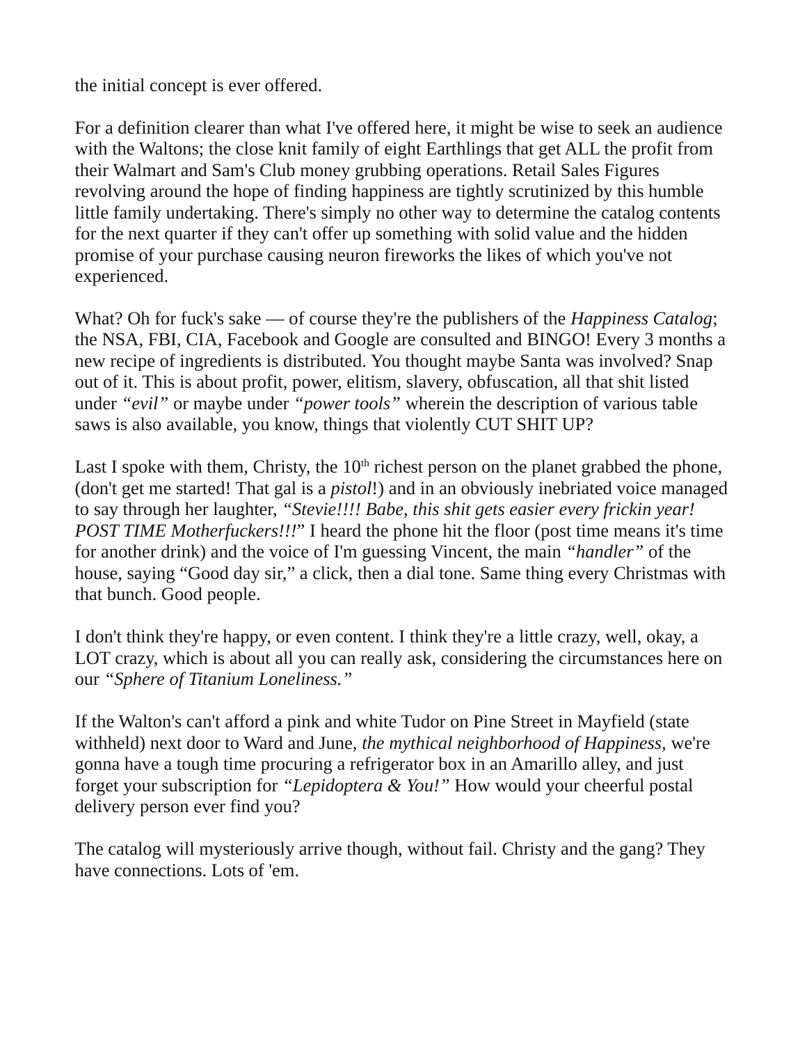the initial concept is ever offered.

For a definition clearer than what I've offered here, it might be wise to seek an audience with the Waltons; the close knit family of eight Earthlings that get ALL the profit from their Walmart and Sam's Club money grubbing operations. Retail Sales Figures revolving around the hope of finding happiness are tightly scrutinized by this humble little family undertaking. There's simply no other way to determine the catalog contents for the next quarter if they can't offer up something with solid value and the hidden promise of your purchase causing neuron fireworks the likes of which you've not experienced.

What? Oh for fuck's sake — of course they're the publishers of the *Happiness Catalog*; the NSA, FBI, CIA, Facebook and Google are consulted and BINGO! Every 3 months a new recipe of ingredients is distributed. You thought maybe Santa was involved? Snap out of it. This is about profit, power, elitism, slavery, obfuscation, all that shit listed under *"evil"* or maybe under *"power tools"* wherein the description of various table saws is also available, you know, things that violently CUT SHIT UP?

Last I spoke with them, Christy, the 10th richest person on the planet grabbed the phone, (don't get me started! That gal is a *pistol*!) and in an obviously inebriated voice managed to say through her laughter, *"Stevie!!!! Babe, this shit gets easier every frickin year! POST TIME Motherfuckers!!!*" I heard the phone hit the floor (post time means it's time for another drink) and the voice of I'm guessing Vincent, the main *"handler"* of the house, saying "Good day sir," a click, then a dial tone. Same thing every Christmas with that bunch. Good people.

I don't think they're happy, or even content. I think they're a little crazy, well, okay, a LOT crazy, which is about all you can really ask, considering the circumstances here on our *"Sphere of Titanium Loneliness."*

If the Walton's can't afford a pink and white Tudor on Pine Street in Mayfield (state withheld) next door to Ward and June, *the mythical neighborhood of Happiness*, we're gonna have a tough time procuring a refrigerator box in an Amarillo alley, and just forget your subscription for *"Lepidoptera & You!"* How would your cheerful postal delivery person ever find you?

The catalog will mysteriously arrive though, without fail. Christy and the gang? They have connections. Lots of 'em.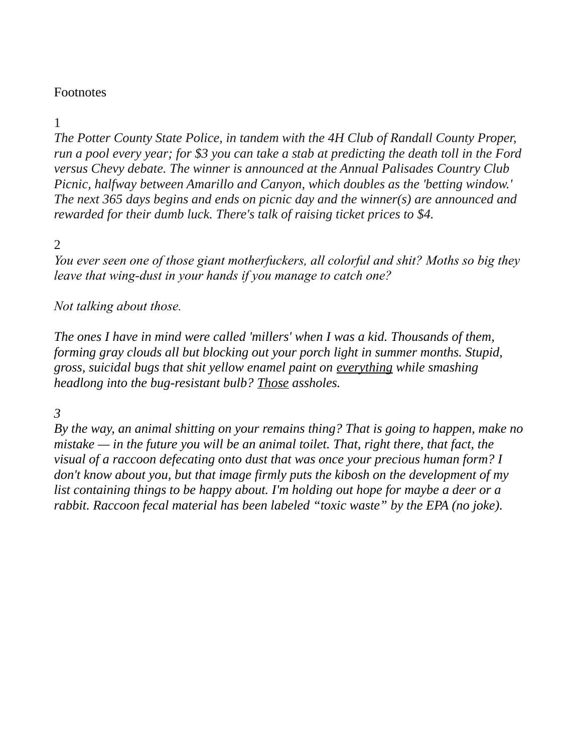Footnotes

1

*The Potter County State Police, in tandem with the 4H Club of Randall County Proper, run a pool every year; for $3 you can take a stab at predicting the death toll in the Ford versus Chevy debate. The winner is announced at the Annual Palisades Country Club Picnic, halfway between Amarillo and Canyon, which doubles as the 'betting window.' The next 365 days begins and ends on picnic day and the winner(s) are announced and rewarded for their dumb luck. There's talk of raising ticket prices to $4.*

2

*You ever seen one of those giant motherfuckers, all colorful and shit? Moths so big they leave that wing-dust in your hands if you manage to catch one?*

*Not talking about those.*

*The ones I have in mind were called 'millers' when I was a kid. Thousands of them, forming gray clouds all but blocking out your porch light in summer months. Stupid, gross, suicidal bugs that shit yellow enamel paint on <u>everything</u> while smashing headlong into the bug-resistant bulb? <u>Those</u> assholes.*

*3*

*By the way, an animal shitting on your remains thing? That is going to happen, make no mistake — in the future you will be an animal toilet. That, right there, that fact, the visual of a raccoon defecating onto dust that was once your precious human form? I don't know about you, but that image firmly puts the kibosh on the development of my list containing things to be happy about. I'm holding out hope for maybe a deer or a rabbit. Raccoon fecal material has been labeled "toxic waste" by the EPA (no joke).*